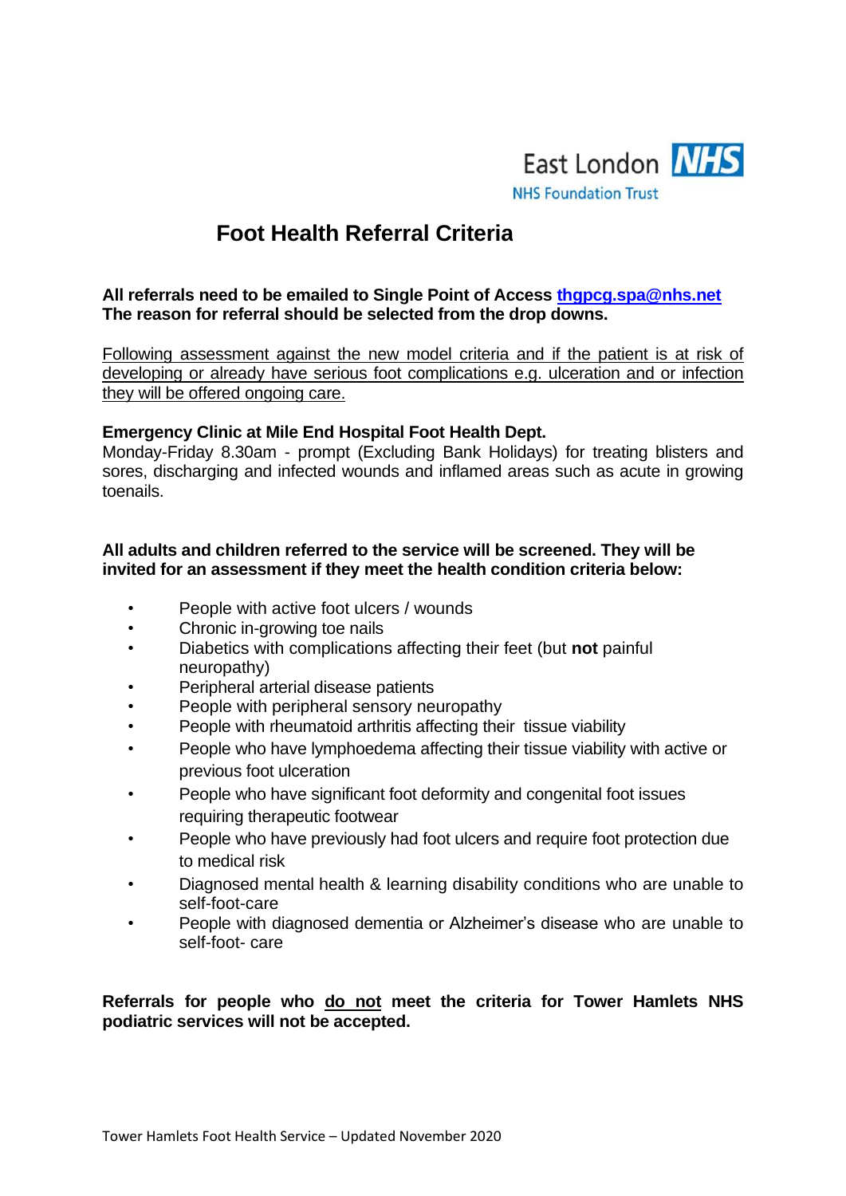East London NHS
NHS Foundation Trust

# Foot Health Referral Criteria

**All referrals need to be emailed to Single Point of Access thgpcg.spa@nhs.net**
**The reason for referral should be selected from the drop downs.**

Following assessment against the new model criteria and if the patient is at risk of developing or already have serious foot complications e.g. ulceration and or infection they will be offered ongoing care.

**Emergency Clinic at Mile End Hospital Foot Health Dept.**
Monday-Friday 8.30am - prompt (Excluding Bank Holidays) for treating blisters and sores, discharging and infected wounds and inflamed areas such as acute in growing toenails.

**All adults and children referred to the service will be screened. They will be invited for an assessment if they meet the health condition criteria below:**

- People with active foot ulcers / wounds
- Chronic in-growing toe nails
- Diabetics with complications affecting their feet (but **not** painful neuropathy)
- Peripheral arterial disease patients
- People with peripheral sensory neuropathy
- People with rheumatoid arthritis affecting their tissue viability
- People who have lymphoedema affecting their tissue viability with active or previous foot ulceration
- People who have significant foot deformity and congenital foot issues requiring therapeutic footwear
- People who have previously had foot ulcers and require foot protection due to medical risk
- Diagnosed mental health & learning disability conditions who are unable to self-foot-care
- People with diagnosed dementia or Alzheimer's disease who are unable to self-foot- care

**Referrals for people who do not meet the criteria for Tower Hamlets NHS podiatric services will not be accepted.**

Tower Hamlets Foot Health Service – Updated November 2020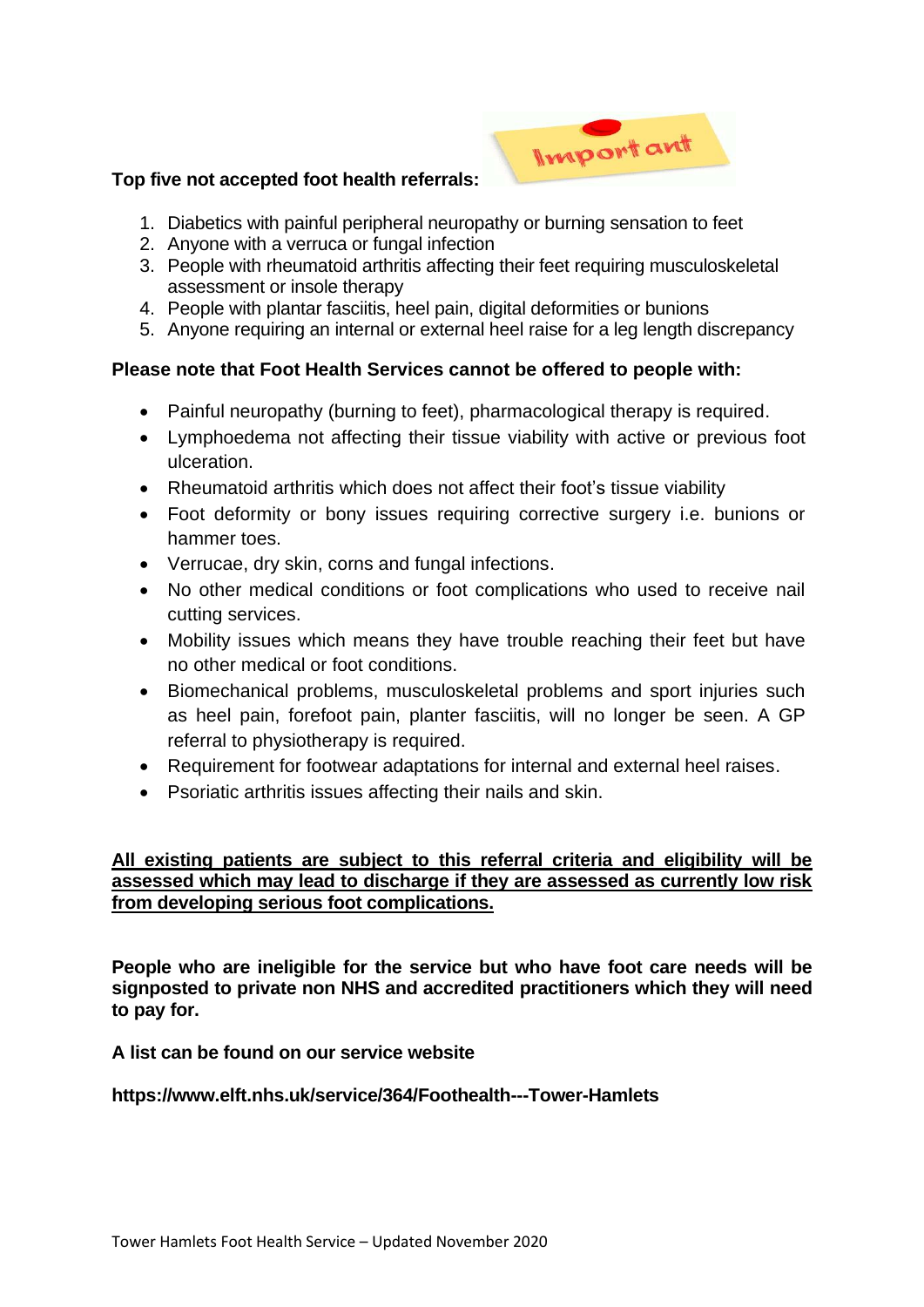**Top five not accepted foot health referrals:**

1. Diabetics with painful peripheral neuropathy or burning sensation to feet
2. Anyone with a verruca or fungal infection
3. People with rheumatoid arthritis affecting their feet requiring musculoskeletal assessment or insole therapy
4. People with plantar fasciitis, heel pain, digital deformities or bunions
5. Anyone requiring an internal or external heel raise for a leg length discrepancy

**Please note that Foot Health Services cannot be offered to people with:**

- Painful neuropathy (burning to feet), pharmacological therapy is required.
- Lymphoedema not affecting their tissue viability with active or previous foot ulceration.
- Rheumatoid arthritis which does not affect their foot's tissue viability
- Foot deformity or bony issues requiring corrective surgery i.e. bunions or hammer toes.
- Verrucae, dry skin, corns and fungal infections.
- No other medical conditions or foot complications who used to receive nail cutting services.
- Mobility issues which means they have trouble reaching their feet but have no other medical or foot conditions.
- Biomechanical problems, musculoskeletal problems and sport injuries such as heel pain, forefoot pain, planter fasciitis, will no longer be seen. A GP referral to physiotherapy is required.
- Requirement for footwear adaptations for internal and external heel raises.
- Psoriatic arthritis issues affecting their nails and skin.

**All existing patients are subject to this referral criteria and eligibility will be assessed which may lead to discharge if they are assessed as currently low risk from developing serious foot complications.**

**People who are ineligible for the service but who have foot care needs will be signposted to private non NHS and accredited practitioners which they will need to pay for.**

**A list can be found on our service website**

**https://www.elft.nhs.uk/service/364/Foothealth---Tower-Hamlets**

Tower Hamlets Foot Health Service – Updated November 2020